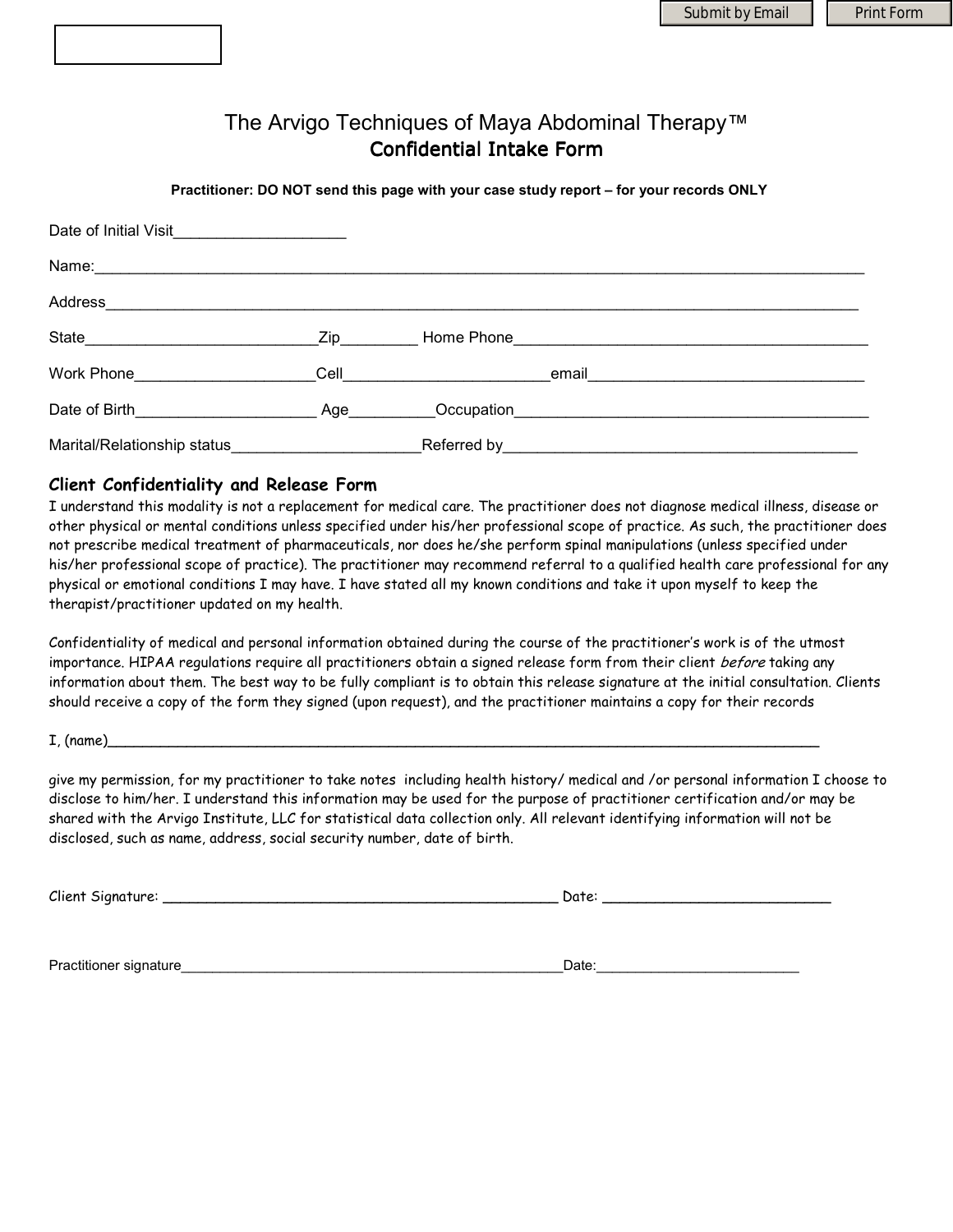# The Arvigo Techniques of Maya Abdominal Therapy™

## Confidential Intake Form

**Practitioner: DO NOT send this page with your case study report – for your records ONLY**

Date of Initial Visit____________________

Name:______________________________________________________________________________________

Address____________________________________________________________________________________

State___________________________Zip_________ Home Phone__________________________________________

Work Phone_____________________Cell________________________email_________________________________

Date of Birth_____________________ Age__________Occupation__________________________________________

Marital/Relationship status______________________Referred by_________________________________________

### Client Confidentiality and Release Form

I understand this modality is not a replacement for medical care. The practitioner does not diagnose medical illness, disease or other physical or mental conditions unless specified under his/her professional scope of practice. As such, the practitioner does not prescribe medical treatment of pharmaceuticals, nor does he/she perform spinal manipulations (unless specified under his/her professional scope of practice). The practitioner may recommend referral to a qualified health care professional for any physical or emotional conditions I may have. I have stated all my known conditions and take it upon myself to keep the therapist/practitioner updated on my health.

Confidentiality of medical and personal information obtained during the course of the practitioner's work is of the utmost importance. HIPAA regulations require all practitioners obtain a signed release form from their client *before* taking any information about them. The best way to be fully compliant is to obtain this release signature at the initial consultation. Clients should receive a copy of the form they signed (upon request), and the practitioner maintains a copy for their records

I, (name)___________________________________________________________________________________________

give my permission, for my practitioner to take notes including health history/ medical and /or personal information I choose to disclose to him/her. I understand this information may be used for the purpose of practitioner certification and/or may be shared with the Arvigo Institute, LLC for statistical data collection only. All relevant identifying information will not be disclosed, such as name, address, social security number, date of birth.

Client Signature: ________________________________________________ Date: ___________________________

Practitioner signature__________________________________________________Date:_________________________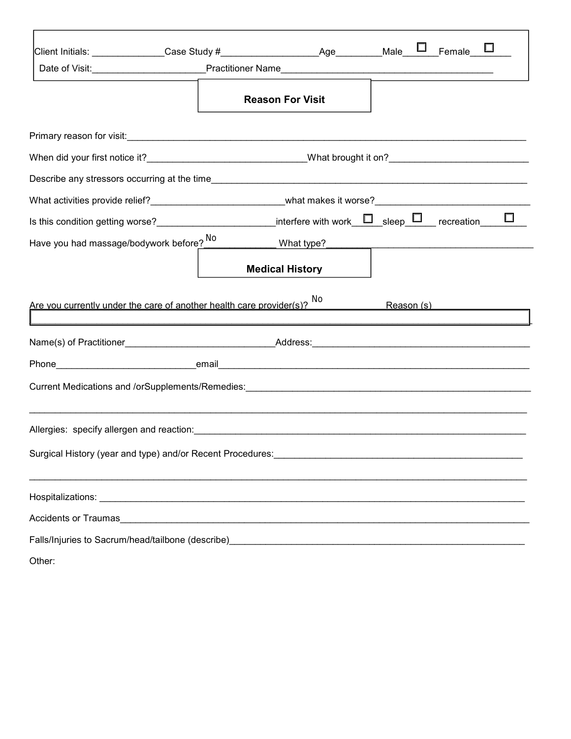Client Initials: ______________ Case Study # ___________________ Age _________ Male ☐ _______ Female ☐ ________

Date of Visit: ______________________ Practitioner Name __________________________________________

## Reason For Visit

Primary reason for visit: ___________________________________________________________________________

When did your first notice it? _______________________________ What brought it on? ___________________________

Describe any stressors occurring at the time ______________________________________________________________

What activities provide relief? __________________________ what makes it worse? ______________________________

Is this condition getting worse? _______________________ interfere with work ☐ ______ sleep ☐ ______ recreation ☐ ________

Have you had massage/bodywork before? No ______________ What type? __________________________________________

## Medical History

Are you currently under the care of another health care provider(s)? No ______________ Reason (s) ________________

Name(s) of Practitioner ______________________________ Address: ___________________________________________

Phone ___________________________ email ______________________________________________________________

Current Medications and /orSupplements/Remedies: _________________________________________________________

_____________________________________________________________________________________________

Allergies: specify allergen and reaction: ______________________________________________________________

Surgical History (year and type) and/or Recent Procedures: _________________________________________________

_____________________________________________________________________________________________

Hospitalizations: _____________________________________________________________________________

Accidents or Traumas ___________________________________________________________________________

Falls/Injuries to Sacrum/head/tailbone (describe) __________________________________________________________

Other: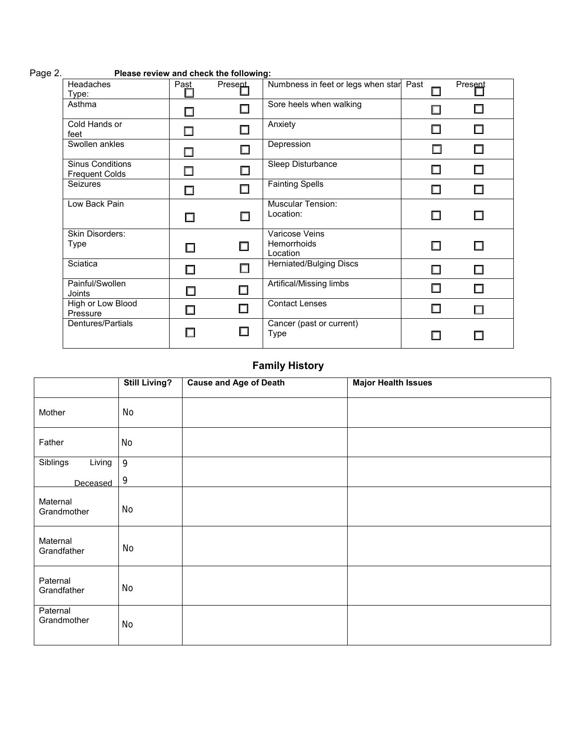Page 2. **Please review and check the following:**

| | Past | Present | | Past | Present |
|---|---|---|---|---|---|
| Headaches Type: | ☐ | ☐ | Numbness in feet or legs when star | ☐ | ☐ |
| Asthma | ☐ | ☐ | Sore heels when walking | ☐ | ☐ |
| Cold Hands or feet | ☐ | ☐ | Anxiety | ☐ | ☐ |
| Swollen ankles | ☐ | ☐ | Depression | ☐ | ☐ |
| Sinus Conditions Frequent Colds | ☐ | ☐ | Sleep Disturbance | ☐ | ☐ |
| Seizures | ☐ | ☐ | Fainting Spells | ☐ | ☐ |
| Low Back Pain | ☐ | ☐ | Muscular Tension: Location: | ☐ | ☐ |
| Skin Disorders: Type | ☐ | ☐ | Varicose Veins Hemorrhoids Location | ☐ | ☐ |
| Sciatica | ☐ | ☐ | Herniated/Bulging Discs | ☐ | ☐ |
| Painful/Swollen Joints | ☐ | ☐ | Artifical/Missing limbs | ☐ | ☐ |
| High or Low Blood Pressure | ☐ | ☐ | Contact Lenses | ☐ | ☐ |
| Dentures/Partials | ☐ | ☐ | Cancer (past or current) Type | ☐ | ☐ |

## Family History

| | Still Living? | Cause and Age of Death | Major Health Issues |
|---|---|---|---|
| Mother | No | | |
| Father | No | | |
| Siblings Living | 9 | | |
| Deceased | 9 | | |
| Maternal Grandmother | No | | |
| Maternal Grandfather | No | | |
| Paternal Grandfather | No | | |
| Paternal Grandmother | No | | |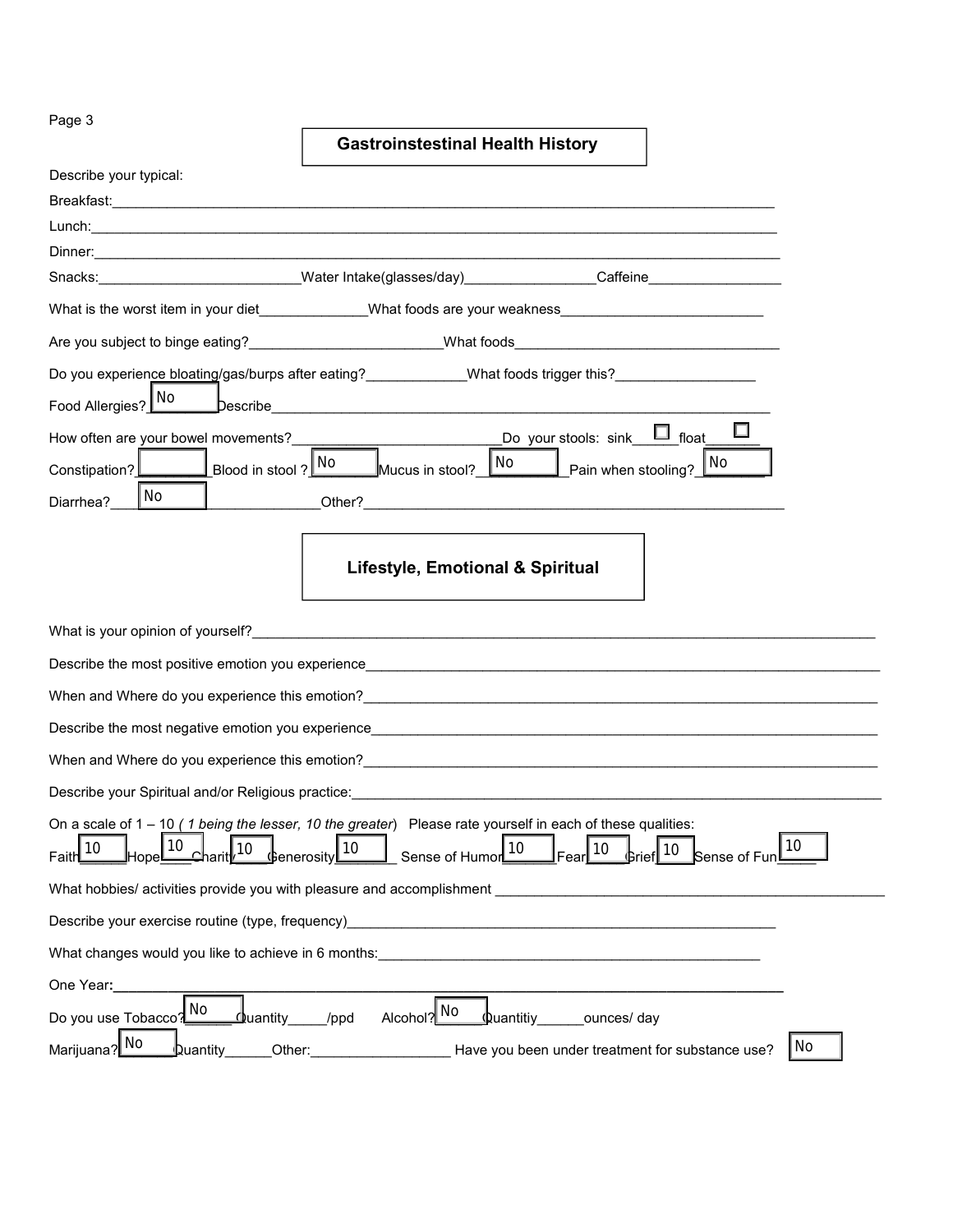## Gastroinstestinal Health History

Describe your typical:

Breakfast:\_\_\_\_\_\_\_\_\_\_\_\_\_\_\_\_\_\_\_\_\_\_\_\_\_\_\_\_\_\_\_\_\_\_\_\_\_\_\_\_

Lunch:\_\_\_\_\_\_\_\_\_\_\_\_\_\_\_\_\_\_\_\_\_\_\_\_\_\_\_\_\_\_\_\_\_\_\_\_\_\_\_\_

Dinner:\_\_\_\_\_\_\_\_\_\_\_\_\_\_\_\_\_\_\_\_\_\_\_\_\_\_\_\_\_\_\_\_\_\_\_\_\_\_\_\_

Snacks:\_\_\_\_\_\_\_\_\_\_\_\_ Water Intake(glasses/day)\_\_\_\_\_\_\_\_\_\_ Caffeine\_\_\_\_\_\_\_\_\_\_

What is the worst item in your diet\_\_\_\_\_\_\_\_\_\_ What foods are your weakness\_\_\_\_\_\_\_\_\_\_

Are you subject to binge eating?\_\_\_\_\_\_\_\_\_\_ What foods\_\_\_\_\_\_\_\_\_\_

Do you experience bloating/gas/burps after eating?\_\_\_\_\_\_\_\_\_\_ What foods trigger this?\_\_\_\_\_\_\_\_\_\_

Food Allergies? No Describe\_\_\_\_\_\_\_\_\_\_

How often are your bowel movements?\_\_\_\_\_\_\_\_\_\_ Do your stools: sink ☐ float ☐

Constipation?\_\_\_\_\_\_ Blood in stool ? No Mucus in stool? No Pain when stooling? No

Diarrhea? No Other?\_\_\_\_\_\_\_\_\_\_

## Lifestyle, Emotional & Spiritual

What is your opinion of yourself?\_\_\_\_\_\_\_\_\_\_

Describe the most positive emotion you experience\_\_\_\_\_\_\_\_\_\_

When and Where do you experience this emotion?\_\_\_\_\_\_\_\_\_\_

Describe the most negative emotion you experience\_\_\_\_\_\_\_\_\_\_

When and Where do you experience this emotion?\_\_\_\_\_\_\_\_\_\_

Describe your Spiritual and/or Religious practice:\_\_\_\_\_\_\_\_\_\_

On a scale of 1 – 10 *( 1 being the lesser, 10 the greater)* Please rate yourself in each of these qualities:

Faith 10 Hope 10 Charity 10 Generosity 10 Sense of Humor 10 Fear 10 Grief 10 Sense of Fun 10

What hobbies/ activities provide you with pleasure and accomplishment \_\_\_\_\_\_\_\_\_\_

Describe your exercise routine (type, frequency)\_\_\_\_\_\_\_\_\_\_

What changes would you like to achieve in 6 months:\_\_\_\_\_\_\_\_\_\_

One Year:\_\_\_\_\_\_\_\_\_\_

Do you use Tobacco? No Quantity\_\_\_\_\_/ppd Alcohol? No Quantitiy\_\_\_\_\_\_ounces/ day

Marijuana? No Quantity\_\_\_\_\_\_ Other:\_\_\_\_\_\_\_\_\_\_ Have you been under treatment for substance use? No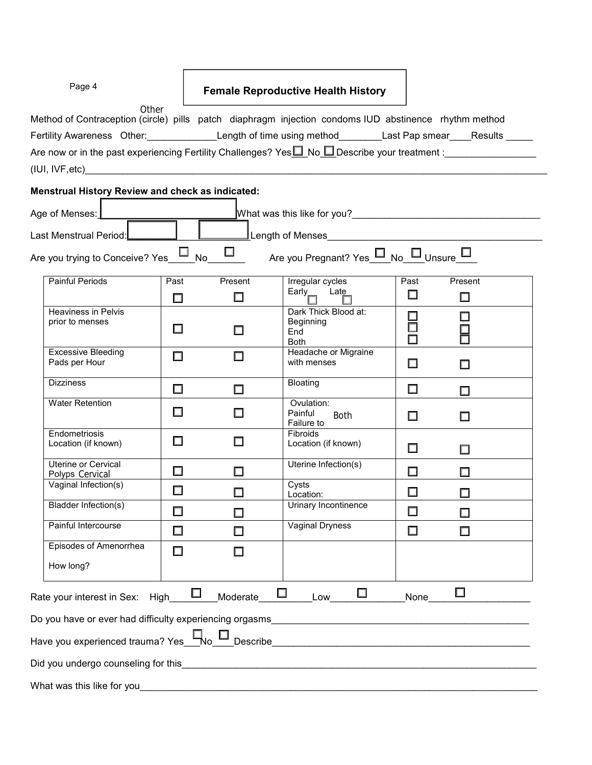## Female Reproductive Health History

Method of Contraception (circle) pills patch diaphragm injection condoms IUD abstinence rhythm method Other

Fertility Awareness Other:_____________ Length of time using method________ Last Pap smear____ Results _____

Are now or in the past experiencing Fertility Challenges? Yes ☐ No ☐ Describe your treatment :_________________

(IUI, IVF,etc)_____________________________________________________________________________________

**Menstrual History Review and check as indicated:**

Age of Menses: ____________ What was this like for you?___________________________________

Last Menstrual Period: ____________ Length of Menses_________________________________________

Are you trying to Conceive? Yes ☐ No ☐ Are you Pregnant? Yes ☐ No ☐ Unsure ☐

| | Past | Present | | Past | Present |
|---|---|---|---|---|---|
| Painful Periods | ☐ | ☐ | Irregular cycles<br>Early ☐ Late ☐ | ☐ | ☐ |
| Heaviness in Pelvis prior to menses | ☐ | ☐ | Dark Thick Blood at:<br>Beginning<br>End<br>Both | ☐<br>☐<br>☐ | ☐<br>☐<br>☐ |
| Excessive Bleeding<br>Pads per Hour | ☐ | ☐ | Headache or Migraine with menses | ☐ | ☐ |
| Dizziness | ☐ | ☐ | Bloating | ☐ | ☐ |
| Water Retention | ☐ | ☐ | Ovulation:<br>Painful Both<br>Failure to | ☐ | ☐ |
| Endometriosis<br>Location (if known) | ☐ | ☐ | Fibroids<br>Location (if known) | ☐ | ☐ |
| Uterine or Cervical Polyps Cervical | ☐ | ☐ | Uterine Infection(s) | ☐ | ☐ |
| Vaginal Infection(s) | ☐ | ☐ | Cysts<br>Location: | ☐ | ☐ |
| Bladder Infection(s) | ☐ | ☐ | Urinary Incontinence | ☐ | ☐ |
| Painful Intercourse | ☐ | ☐ | Vaginal Dryness | ☐ | ☐ |
| Episodes of Amenorrhea<br>How long? | ☐ | ☐ | | | |

Rate your interest in Sex: High ☐ Moderate ☐ Low ☐ None ☐

Do you have or ever had difficulty experiencing orgasms_______________________________________________

Have you experienced trauma? Yes ☐ No ☐ Describe_______________________________________________

Did you undergo counseling for this____________________________________________________________

What was this like for you___________________________________________________________________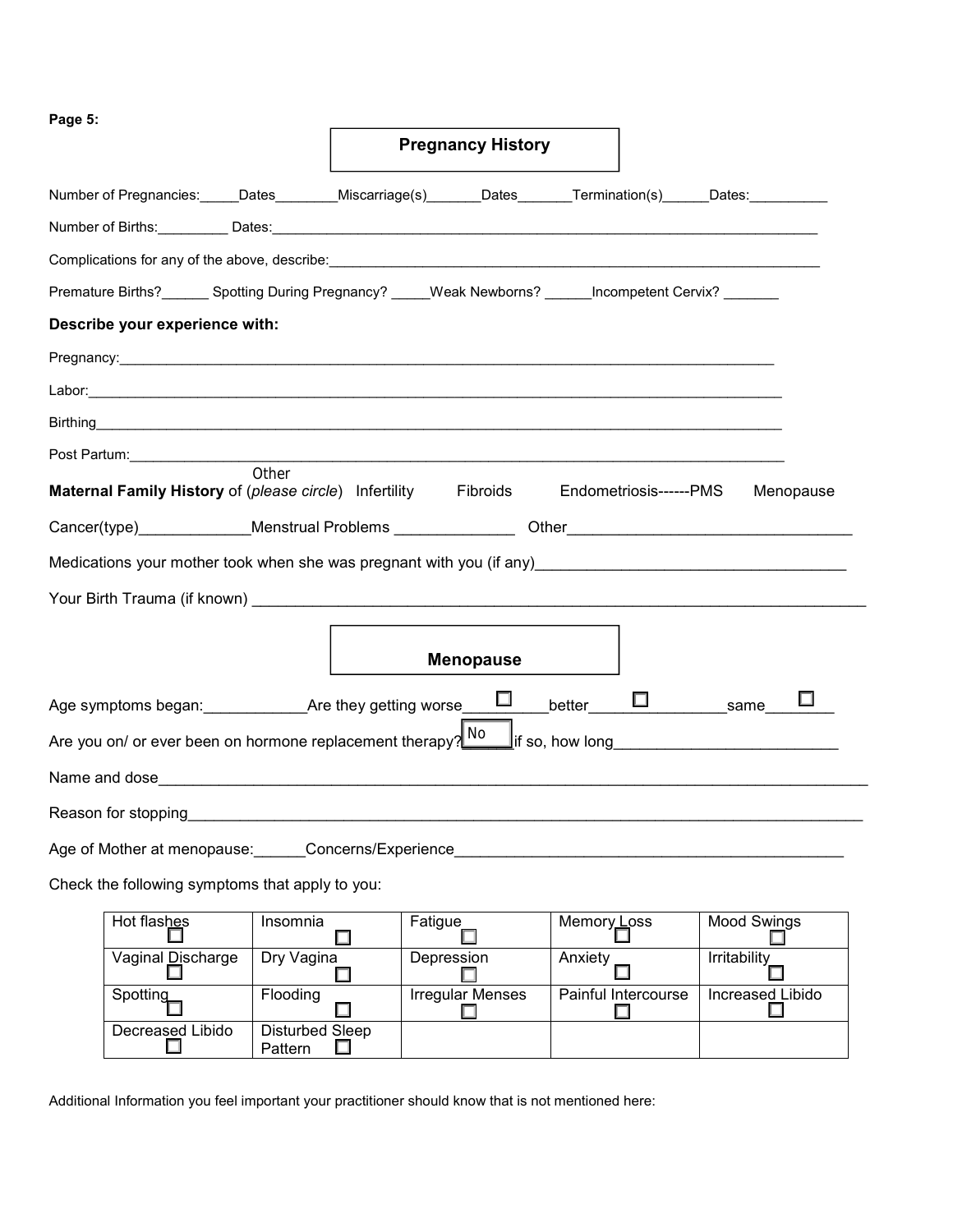**Page 5:**

## Pregnancy History

Number of Pregnancies:_____Dates________Miscarriage(s)_______Dates_______Termination(s)______Dates:__________

Number of Births:_________ Dates:___________________________________________________________________________

Complications for any of the above, describe:_________________________________________________________________

Premature Births?______ Spotting During Pregnancy? _____Weak Newborns? ______Incompetent Cervix? _______

**Describe your experience with:**

Pregnancy:_________________________________________________________________________________

Labor:_____________________________________________________________________________________

Birthing___________________________________________________________________________________

Post Partum:________________________________________________________________________________

**Maternal Family History** of (*please circle*) Infertility Fibroids Endometriosis------PMS Menopause

Other

Cancer(type)_____________Menstrual Problems ______________ Other_________________________________

Medications your mother took when she was pregnant with you (if any)___________________________________

Your Birth Trauma (if known) _______________________________________________________________________

## Menopause

Age symptoms began:____________Are they getting worse ☐ better ☐ same ☐

Are you on/ or ever been on hormone replacement therapy? No if so, how long_________________________

Name and dose_______________________________________________________________________________

Reason for stopping__________________________________________________________________________

Age of Mother at menopause:______Concerns/Experience_____________________________________________

Check the following symptoms that apply to you:

| | | | | |
|---|---|---|---|---|
| Hot flashes ☐ | Insomnia ☐ | Fatigue ☐ | Memory Loss ☐ | Mood Swings ☐ |
| Vaginal Discharge ☐ | Dry Vagina ☐ | Depression ☐ | Anxiety ☐ | Irritability ☐ |
| Spotting ☐ | Flooding ☐ | Irregular Menses ☐ | Painful Intercourse ☐ | Increased Libido ☐ |
| Decreased Libido ☐ | Disturbed Sleep Pattern ☐ | | | |

Additional Information you feel important your practitioner should know that is not mentioned here: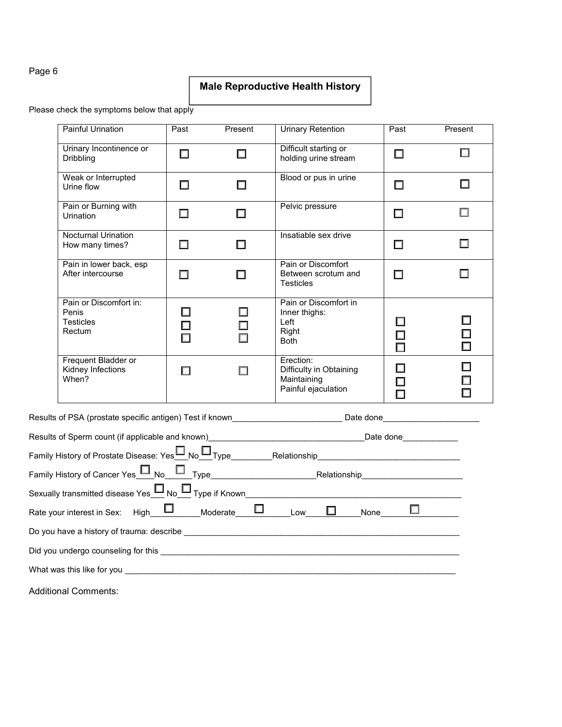## Male Reproductive Health History

Please check the symptoms below that apply

| Painful Urination | Past | Present | Urinary Retention | Past | Present |
|---|---|---|---|---|---|
| Urinary Incontinence or Dribbling | ☐ | ☐ | Difficult starting or holding urine stream | ☐ | ☐ |
| Weak or Interrupted Urine flow | ☐ | ☐ | Blood or pus in urine | ☐ | ☐ |
| Pain or Burning with Urination | ☐ | ☐ | Pelvic pressure | ☐ | ☐ |
| Nocturnal Urination How many times? | ☐ | ☐ | Insatiable sex drive | ☐ | ☐ |
| Pain in lower back, esp After intercourse | ☐ | ☐ | Pain or Discomfort Between scrotum and Testicles | ☐ | ☐ |
| Pain or Discomfort in: Penis Testicles Rectum | ☐ ☐ ☐ | ☐ ☐ ☐ | Pain or Discomfort in Inner thighs: Left Right Both | ☐ ☐ ☐ | ☐ ☐ ☐ |
| Frequent Bladder or Kidney Infections When? | ☐ | ☐ | Erection: Difficulty in Obtaining Maintaining Painful ejaculation | ☐ ☐ ☐ | ☐ ☐ ☐ |

Results of PSA (prostate specific antigen) Test if known________________________ Date done_____________________

Results of Sperm count (if applicable and known)_________________________________Date done____________

Family History of Prostate Disease: Yes ☐ No ☐ Type_________Relationship_______________________________

Family History of Cancer Yes ☐ No ☐ Type_______________________Relationship______________________

Sexually transmitted disease Yes ☐ No ☐ Type if Known______________________________________________

Rate your interest in Sex: High ☐ Moderate ☐ Low ☐ None ☐

Do you have a history of trauma: describe _______________________________________________________________

Did you undergo counseling for this _____________________________________________________________________

What was this like for you ______________________________________________________________________________

Additional Comments: